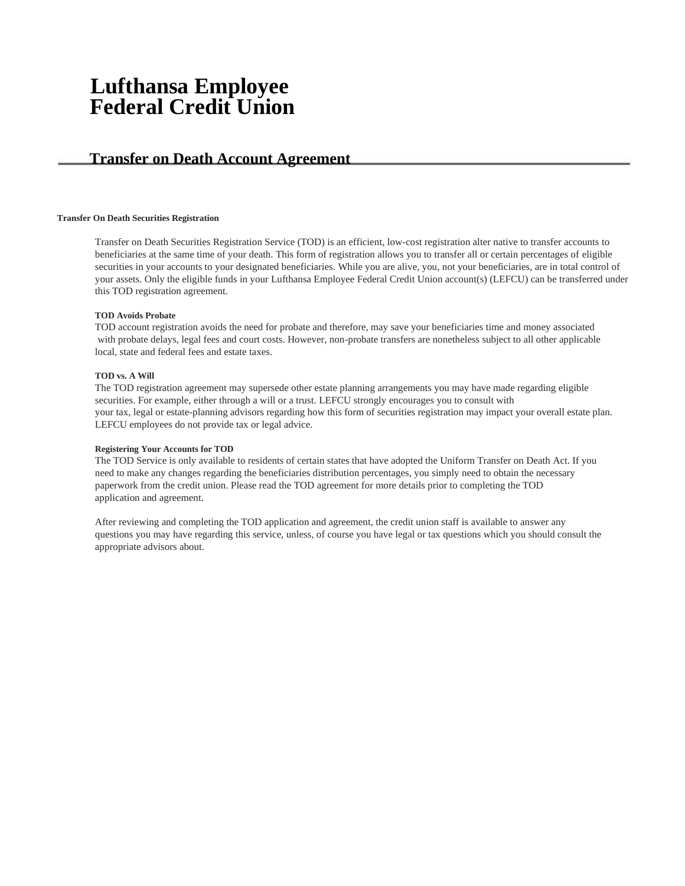# Lufthansa Employee Federal Credit Union

## Transfer on Death Account Agreement

**Transfer On Death Securities Registration**

Transfer on Death Securities Registration Service (TOD) is an efficient, low-cost registration alter native to transfer accounts to beneficiaries at the same time of your death. This form of registration allows you to transfer all or certain percentages of eligible securities in your accounts to your designated beneficiaries. While you are alive, you, not your beneficiaries, are in total control of your assets. Only the eligible funds in your Lufthansa Employee Federal Credit Union account(s) (LEFCU) can be transferred under this TOD registration agreement.

**TOD Avoids Probate**

TOD account registration avoids the need for probate and therefore, may save your beneficiaries time and money associated with probate delays, legal fees and court costs. However, non-probate transfers are nonetheless subject to all other applicable local, state and federal fees and estate taxes.

**TOD vs. A Will**

The TOD registration agreement may supersede other estate planning arrangements you may have made regarding eligible securities. For example, either through a will or a trust. LEFCU strongly encourages you to consult with your tax, legal or estate-planning advisors regarding how this form of securities registration may impact your overall estate plan. LEFCU employees do not provide tax or legal advice.

**Registering Your Accounts for TOD**

The TOD Service is only available to residents of certain states that have adopted the Uniform Transfer on Death Act. If you need to make any changes regarding the beneficiaries distribution percentages, you simply need to obtain the necessary paperwork from the credit union. Please read the TOD agreement for more details prior to completing the TOD application and agreement.

After reviewing and completing the TOD application and agreement, the credit union staff is available to answer any questions you may have regarding this service, unless, of course you have legal or tax questions which you should consult the appropriate advisors about.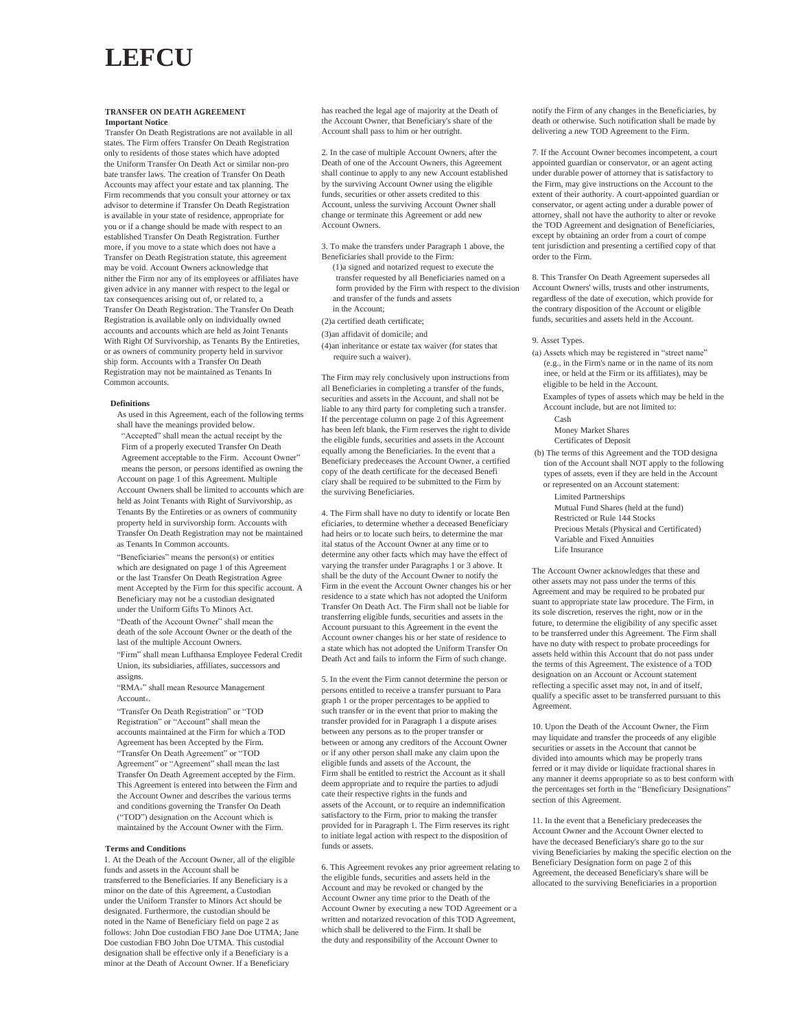# LEFCU

**TRANSFER ON DEATH AGREEMENT**

**Important Notice**

Transfer On Death Registrations are not available in all states. The Firm offers Transfer On Death Registration only to residents of those states which have adopted the Uniform Transfer On Death Act or similar non-probate transfer laws. The creation of Transfer On Death Accounts may affect your estate and tax planning. The Firm recommends that you consult your attorney or tax advisor to determine if Transfer On Death Registration is available in your state of residence, appropriate for you or if a change should be made with respect to an established Transfer On Death Registration. Furthermore, if you move to a state which does not have a Transfer on Death Registration statute, this agreement may be void. Account Owners acknowledge that nither the Firm nor any of its employees or affiliates have given advice in any manner with respect to the legal or tax consequences arising out of, or related to, a Transfer On Death Registration. The Transfer On Death Registration is available only on individually owned accounts and accounts which are held as Joint Tenants With Right Of Survivorship, as Tenants By the Entireties, or as owners of community property held in survivorship form. Accounts with a Transfer On Death Registration may not be maintained as Tenants In Common accounts.

**Definitions**

As used in this Agreement, each of the following terms shall have the meanings provided below.

"Accepted" shall mean the actual receipt by the Firm of a properly executed Transfer On Death Agreement acceptable to the Firm. Account Owner" means the person, or persons identified as owning the Account on page 1 of this Agreement. Multiple Account Owners shall be limited to accounts which are held as Joint Tenants with Right of Survivorship, as Tenants By the Entireties or as owners of community property held in survivorship form. Accounts with Transfer On Death Registration may not be maintained as Tenants In Common accounts.

"Beneficiaries" means the person(s) or entities which are designated on page 1 of this Agreement or the last Transfer On Death Registration Agreement Accepted by the Firm for this specific account. A Beneficiary may not be a custodian designated under the Uniform Gifts To Minors Act.

"Death of the Account Owner" shall mean the death of the sole Account Owner or the death of the last of the multiple Account Owners.

"Firm" shall mean Lufthansa Employee Federal Credit Union, its subsidiaries, affiliates, successors and assigns.

"RMA®" shall mean Resource Management Account®.

"Transfer On Death Registration" or "TOD Registration" or "Account" shall mean the accounts maintained at the Firm for which a TOD Agreement has been Accepted by the Firm. "Transfer On Death Agreement" or "TOD Agreement" or "Agreement" shall mean the last Transfer On Death Agreement accepted by the Firm. This Agreement is entered into between the Firm and the Account Owner and describes the various terms and conditions governing the Transfer On Death ("TOD") designation on the Account which is maintained by the Account Owner with the Firm.

**Terms and Conditions**

1. At the Death of the Account Owner, all of the eligible funds and assets in the Account shall be transferred to the Beneficiaries. If any Beneficiary is a minor on the date of this Agreement, a Custodian under the Uniform Transfer to Minors Act should be designated. Furthermore, the custodian should be noted in the Name of Beneficiary field on page 2 as follows: John Doe custodian FBO Jane Doe UTMA; Jane Doe custodian FBO John Doe UTMA. This custodial designation shall be effective only if a Beneficiary is a minor at the Death of Account Owner. If a Beneficiary has reached the legal age of majority at the Death of the Account Owner, that Beneficiary's share of the Account shall pass to him or her outright.

2. In the case of multiple Account Owners, after the Death of one of the Account Owners, this Agreement shall continue to apply to any new Account established by the surviving Account Owner using the eligible funds, securities or other assets credited to this Account, unless the surviving Account Owner shall change or terminate this Agreement or add new Account Owners.

3. To make the transfers under Paragraph 1 above, the Beneficiaries shall provide to the Firm:

(1)a signed and notarized request to execute the transfer requested by all Beneficiaries named on a form provided by the Firm with respect to the division and transfer of the funds and assets in the Account;

(2)a certified death certificate;

(3)an affidavit of domicile; and

(4)an inheritance or estate tax waiver (for states that require such a waiver).

The Firm may rely conclusively upon instructions from all Beneficiaries in completing a transfer of the funds, securities and assets in the Account, and shall not be liable to any third party for completing such a transfer. If the percentage column on page 2 of this Agreement has been left blank, the Firm reserves the right to divide the eligible funds, securities and assets in the Account equally among the Beneficiaries. In the event that a Beneficiary predeceases the Account Owner, a certified copy of the death certificate for the deceased Beneficiary shall be required to be submitted to the Firm by the surviving Beneficiaries.

4. The Firm shall have no duty to identify or locate Beneficiaries, to determine whether a deceased Beneficiary had heirs or to locate such heirs, to determine the marital status of the Account Owner at any time or to determine any other facts which may have the effect of varying the transfer under Paragraphs 1 or 3 above. It shall be the duty of the Account Owner to notify the Firm in the event the Account Owner changes his or her residence to a state which has not adopted the Uniform Transfer On Death Act. The Firm shall not be liable for transferring eligible funds, securities and assets in the Account pursuant to this Agreement in the event the Account owner changes his or her state of residence to a state which has not adopted the Uniform Transfer On Death Act and fails to inform the Firm of such change.

5. In the event the Firm cannot determine the person or persons entitled to receive a transfer pursuant to Paragraph 1 or the proper percentages to be applied to such transfer or in the event that prior to making the transfer provided for in Paragraph 1 a dispute arises between any persons as to the proper transfer or between or among any creditors of the Account Owner or if any other person shall make any claim upon the eligible funds and assets of the Account, the Firm shall be entitled to restrict the Account as it shall deem appropriate and to require the parties to adjudicate their respective rights in the funds and assets of the Account, or to require an indemnification satisfactory to the Firm, prior to making the transfer provided for in Paragraph 1. The Firm reserves its right to initiate legal action with respect to the disposition of funds or assets.

6. This Agreement revokes any prior agreement relating to the eligible funds, securities and assets held in the Account and may be revoked or changed by the Account Owner any time prior to the Death of the Account Owner by executing a new TOD Agreement or a written and notarized revocation of this TOD Agreement, which shall be delivered to the Firm. It shall be the duty and responsibility of the Account Owner to notify the Firm of any changes in the Beneficiaries, by death or otherwise. Such notification shall be made by delivering a new TOD Agreement to the Firm.

7. If the Account Owner becomes incompetent, a court appointed guardian or conservator, or an agent acting under durable power of attorney that is satisfactory to the Firm, may give instructions on the Account to the extent of their authority. A court-appointed guardian or conservator, or agent acting under a durable power of attorney, shall not have the authority to alter or revoke the TOD Agreement and designation of Beneficiaries, except by obtaining an order from a court of competent jurisdiction and presenting a certified copy of that order to the Firm.

8. This Transfer On Death Agreement supersedes all Account Owners' wills, trusts and other instruments, regardless of the date of execution, which provide for the contrary disposition of the Account or eligible funds, securities and assets held in the Account.

9. Asset Types.

(a) Assets which may be registered in "street name" (e.g., in the Firm's name or in the name of its nominee, or held at the Firm or its affiliates), may be eligible to be held in the Account.

Examples of types of assets which may be held in the Account include, but are not limited to:

- Cash
- Money Market Shares
- Certificates of Deposit

(b) The terms of this Agreement and the TOD designation of the Account shall NOT apply to the following types of assets, even if they are held in the Account or represented on an Account statement:

- Limited Partnerships
- Mutual Fund Shares (held at the fund)
- Restricted or Rule 144 Stocks
- Precious Metals (Physical and Certificated)
- Variable and Fixed Annuities
- Life Insurance

The Account Owner acknowledges that these and other assets may not pass under the terms of this Agreement and may be required to be probated pursuant to appropriate state law procedure. The Firm, in its sole discretion, reserves the right, now or in the future, to determine the eligibility of any specific asset to be transferred under this Agreement. The Firm shall have no duty with respect to probate proceedings for assets held within this Account that do not pass under the terms of this Agreement. The existence of a TOD designation on an Account or Account statement reflecting a specific asset may not, in and of itself, qualify a specific asset to be transferred pursuant to this Agreement.

10. Upon the Death of the Account Owner, the Firm may liquidate and transfer the proceeds of any eligible securities or assets in the Account that cannot be divided into amounts which may be properly transferred or it may divide or liquidate fractional shares in any manner it deems appropriate so as to best conform with the percentages set forth in the "Beneficiary Designations" section of this Agreement.

11. In the event that a Beneficiary predeceases the Account Owner and the Account Owner elected to have the deceased Beneficiary's share go to the surviving Beneficiaries by making the specific election on the Beneficiary Designation form on page 2 of this Agreement, the deceased Beneficiary's share will be allocated to the surviving Beneficiaries in a proportion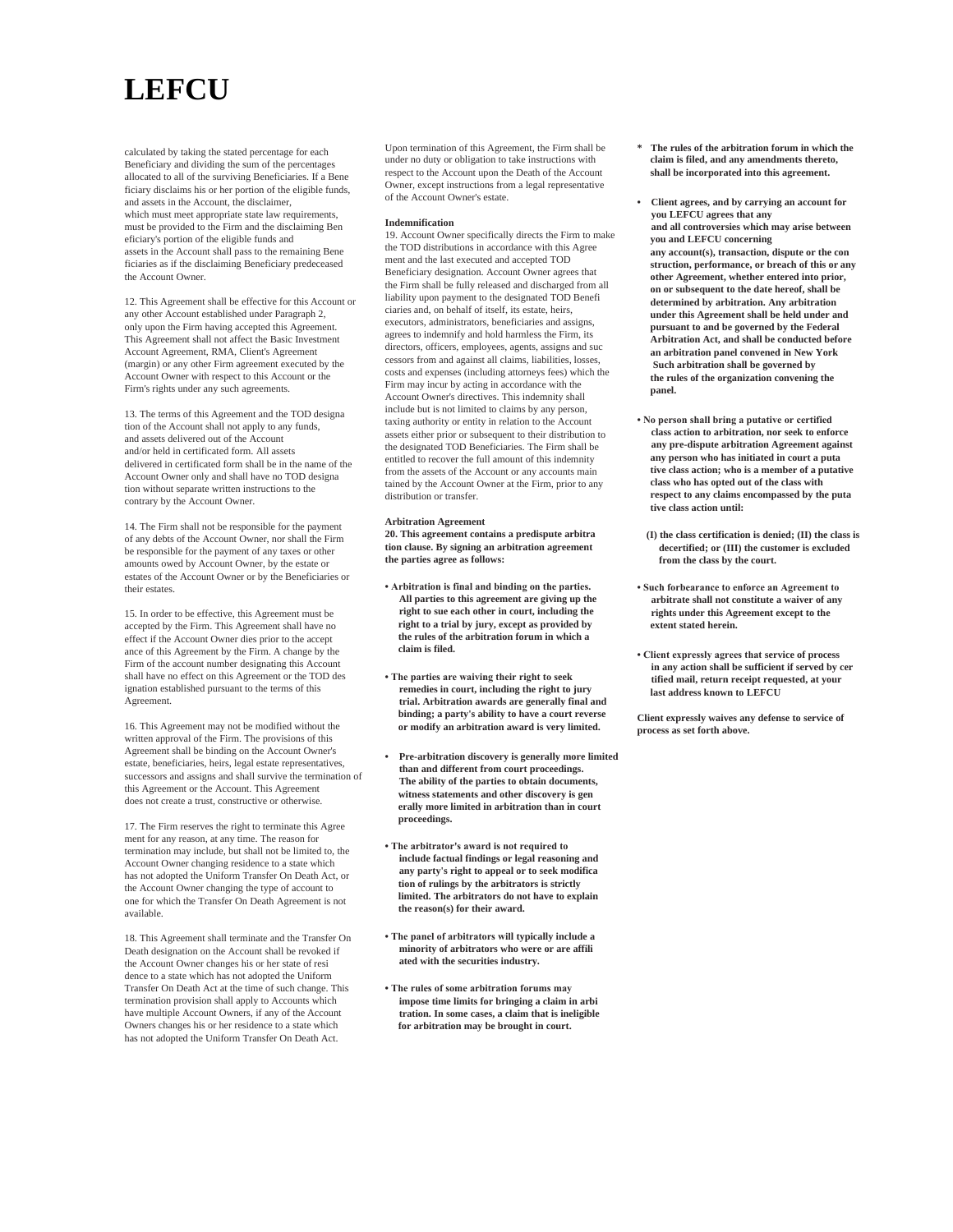# LEFCU

calculated by taking the stated percentage for each Beneficiary and dividing the sum of the percentages allocated to all of the surviving Beneficiaries. If a Beneficiary disclaims his or her portion of the eligible funds, and assets in the Account, the disclaimer, which must meet appropriate state law requirements, must be provided to the Firm and the disclaiming Beneficiary's portion of the eligible funds and assets in the Account shall pass to the remaining Beneficiaries as if the disclaiming Beneficiary predeceased the Account Owner.

12. This Agreement shall be effective for this Account or any other Account established under Paragraph 2, only upon the Firm having accepted this Agreement. This Agreement shall not affect the Basic Investment Account Agreement, RMA, Client's Agreement (margin) or any other Firm agreement executed by the Account Owner with respect to this Account or the Firm's rights under any such agreements.

13. The terms of this Agreement and the TOD designation of the Account shall not apply to any funds, and assets delivered out of the Account and/or held in certificated form. All assets delivered in certificated form shall be in the name of the Account Owner only and shall have no TOD designation without separate written instructions to the contrary by the Account Owner.

14. The Firm shall not be responsible for the payment of any debts of the Account Owner, nor shall the Firm be responsible for the payment of any taxes or other amounts owed by Account Owner, by the estate or estates of the Account Owner or by the Beneficiaries or their estates.

15. In order to be effective, this Agreement must be accepted by the Firm. This Agreement shall have no effect if the Account Owner dies prior to the acceptance of this Agreement by the Firm. A change by the Firm of the account number designating this Account shall have no effect on this Agreement or the TOD designation established pursuant to the terms of this Agreement.

16. This Agreement may not be modified without the written approval of the Firm. The provisions of this Agreement shall be binding on the Account Owner's estate, beneficiaries, heirs, legal estate representatives, successors and assigns and shall survive the termination of this Agreement or the Account. This Agreement does not create a trust, constructive or otherwise.

17. The Firm reserves the right to terminate this Agreement for any reason, at any time. The reason for termination may include, but shall not be limited to, the Account Owner changing residence to a state which has not adopted the Uniform Transfer On Death Act, or the Account Owner changing the type of account to one for which the Transfer On Death Agreement is not available.

18. This Agreement shall terminate and the Transfer On Death designation on the Account shall be revoked if the Account Owner changes his or her state of residence to a state which has not adopted the Uniform Transfer On Death Act at the time of such change. This termination provision shall apply to Accounts which have multiple Account Owners, if any of the Account Owners changes his or her residence to a state which has not adopted the Uniform Transfer On Death Act.

Upon termination of this Agreement, the Firm shall be under no duty or obligation to take instructions with respect to the Account upon the Death of the Account Owner, except instructions from a legal representative of the Account Owner's estate.

**Indemnification**

19. Account Owner specifically directs the Firm to make the TOD distributions in accordance with this Agreement and the last executed and accepted TOD Beneficiary designation. Account Owner agrees that the Firm shall be fully released and discharged from all liability upon payment to the designated TOD Beneficiaries and, on behalf of itself, its estate, heirs, executors, administrators, beneficiaries and assigns, agrees to indemnify and hold harmless the Firm, its directors, officers, employees, agents, assigns and successors from and against all claims, liabilities, losses, costs and expenses (including attorneys fees) which the Firm may incur by acting in accordance with the Account Owner's directives. This indemnity shall include but is not limited to claims by any person, taxing authority or entity in relation to the Account assets either prior or subsequent to their distribution to the designated TOD Beneficiaries. The Firm shall be entitled to recover the full amount of this indemnity from the assets of the Account or any accounts maintained by the Account Owner at the Firm, prior to any distribution or transfer.

**Arbitration Agreement**

**20. This agreement contains a predispute arbitration clause. By signing an arbitration agreement the parties agree as follows:**

- **Arbitration is final and binding on the parties. All parties to this agreement are giving up the right to sue each other in court, including the right to a trial by jury, except as provided by the rules of the arbitration forum in which a claim is filed.**
- **The parties are waiving their right to seek remedies in court, including the right to jury trial. Arbitration awards are generally final and binding; a party's ability to have a court reverse or modify an arbitration award is very limited.**
- **Pre-arbitration discovery is generally more limited than and different from court proceedings. The ability of the parties to obtain documents, witness statements and other discovery is generally more limited in arbitration than in court proceedings.**
- **The arbitrator's award is not required to include factual findings or legal reasoning and any party's right to appeal or to seek modification of rulings by the arbitrators is strictly limited. The arbitrators do not have to explain the reason(s) for their award.**
- **The panel of arbitrators will typically include a minority of arbitrators who were or are affiliated with the securities industry.**
- **The rules of some arbitration forums may impose time limits for bringing a claim in arbitration. In some cases, a claim that is ineligible for arbitration may be brought in court.**
- **The rules of the arbitration forum in which the claim is filed, and any amendments thereto, shall be incorporated into this agreement.**
- **Client agrees, and by carrying an account for you LEFCU agrees that any and all controversies which may arise between you and LEFCU concerning any account(s), transaction, dispute or the construction, performance, or breach of this or any other Agreement, whether entered into prior, on or subsequent to the date hereof, shall be determined by arbitration. Any arbitration under this Agreement shall be held under and pursuant to and be governed by the Federal Arbitration Act, and shall be conducted before an arbitration panel convened in New York. Such arbitration shall be governed by the rules of the organization convening the panel.**
- **No person shall bring a putative or certified class action to arbitration, nor seek to enforce any pre-dispute arbitration Agreement against any person who has initiated in court a putative class action; who is a member of a putative class who has opted out of the class with respect to any claims encompassed by the putative class action until:**

  **(I) the class certification is denied; (II) the class is decertified; or (III) the customer is excluded from the class by the court.**
- **Such forbearance to enforce an Agreement to arbitrate shall not constitute a waiver of any rights under this Agreement except to the extent stated herein.**
- **Client expressly agrees that service of process in any action shall be sufficient if served by certified mail, return receipt requested, at your last address known to LEFCU**

**Client expressly waives any defense to service of process as set forth above.**